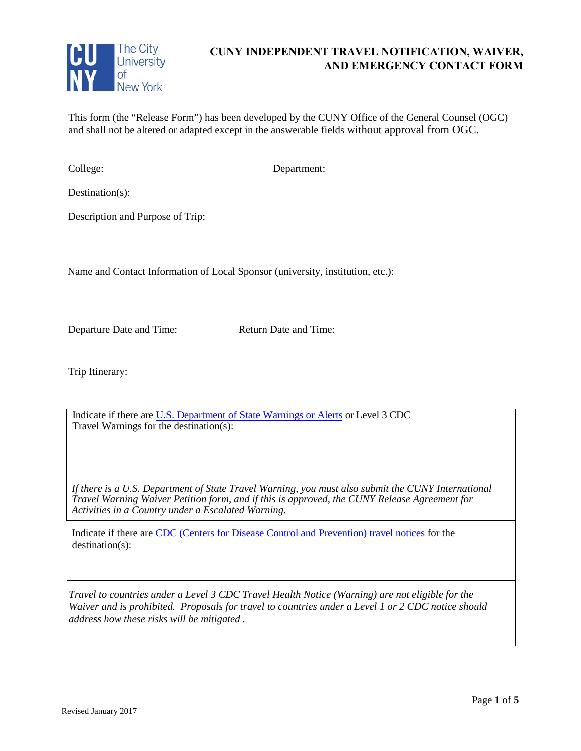# CUNY INDEPENDENT TRAVEL NOTIFICATION, WAIVER, AND EMERGENCY CONTACT FORM

This form (the "Release Form") has been developed by the CUNY Office of the General Counsel (OGC) and shall not be altered or adapted except in the answerable fields without approval from OGC.

College:

Department:

Destination(s):

Description and Purpose of Trip:

Name and Contact Information of Local Sponsor (university, institution, etc.):

Departure Date and Time:

Return Date and Time:

Trip Itinerary:

Indicate if there are U.S. Department of State Warnings or Alerts or Level 3 CDC Travel Warnings for the destination(s):

*If there is a U.S. Department of State Travel Warning, you must also submit the CUNY International Travel Warning Waiver Petition form, and if this is approved, the CUNY Release Agreement for Activities in a Country under a Escalated Warning.*

Indicate if there are CDC (Centers for Disease Control and Prevention) travel notices for the destination(s):

*Travel to countries under a Level 3 CDC Travel Health Notice (Warning) are not eligible for the Waiver and is prohibited. Proposals for travel to countries under a Level 1 or 2 CDC notice should address how these risks will be mitigated .*

Revised January 2017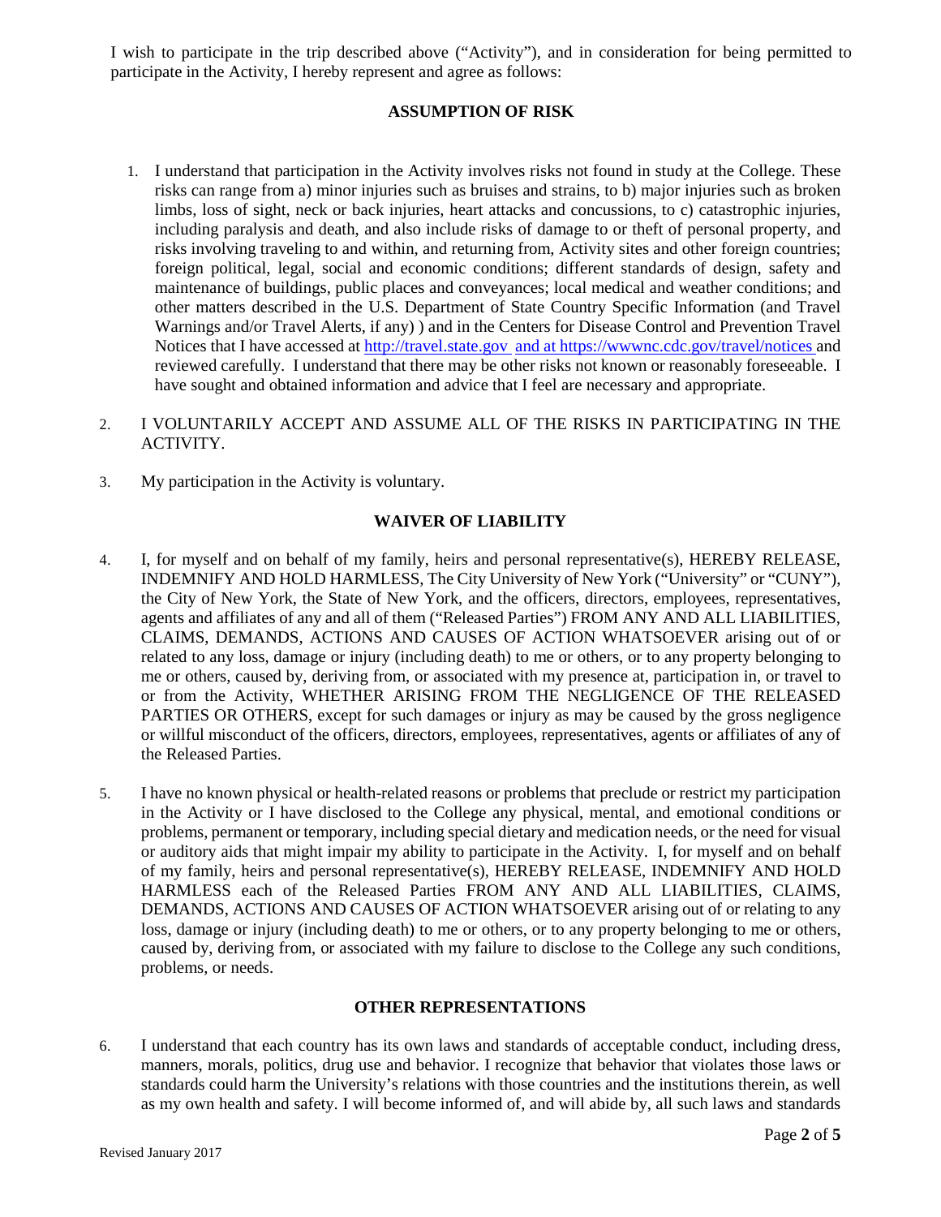I wish to participate in the trip described above ("Activity"), and in consideration for being permitted to participate in the Activity, I hereby represent and agree as follows:

## ASSUMPTION OF RISK

1. I understand that participation in the Activity involves risks not found in study at the College. These risks can range from a) minor injuries such as bruises and strains, to b) major injuries such as broken limbs, loss of sight, neck or back injuries, heart attacks and concussions, to c) catastrophic injuries, including paralysis and death, and also include risks of damage to or theft of personal property, and risks involving traveling to and within, and returning from, Activity sites and other foreign countries; foreign political, legal, social and economic conditions; different standards of design, safety and maintenance of buildings, public places and conveyances; local medical and weather conditions; and other matters described in the U.S. Department of State Country Specific Information (and Travel Warnings and/or Travel Alerts, if any) ) and in the Centers for Disease Control and Prevention Travel Notices that I have accessed at http://travel.state.gov and at https://wwwnc.cdc.gov/travel/notices and reviewed carefully. I understand that there may be other risks not known or reasonably foreseeable. I have sought and obtained information and advice that I feel are necessary and appropriate.

2. I VOLUNTARILY ACCEPT AND ASSUME ALL OF THE RISKS IN PARTICIPATING IN THE ACTIVITY.

3. My participation in the Activity is voluntary.

## WAIVER OF LIABILITY

4. I, for myself and on behalf of my family, heirs and personal representative(s), HEREBY RELEASE, INDEMNIFY AND HOLD HARMLESS, The City University of New York ("University" or "CUNY"), the City of New York, the State of New York, and the officers, directors, employees, representatives, agents and affiliates of any and all of them ("Released Parties") FROM ANY AND ALL LIABILITIES, CLAIMS, DEMANDS, ACTIONS AND CAUSES OF ACTION WHATSOEVER arising out of or related to any loss, damage or injury (including death) to me or others, or to any property belonging to me or others, caused by, deriving from, or associated with my presence at, participation in, or travel to or from the Activity, WHETHER ARISING FROM THE NEGLIGENCE OF THE RELEASED PARTIES OR OTHERS, except for such damages or injury as may be caused by the gross negligence or willful misconduct of the officers, directors, employees, representatives, agents or affiliates of any of the Released Parties.

5. I have no known physical or health-related reasons or problems that preclude or restrict my participation in the Activity or I have disclosed to the College any physical, mental, and emotional conditions or problems, permanent or temporary, including special dietary and medication needs, or the need for visual or auditory aids that might impair my ability to participate in the Activity. I, for myself and on behalf of my family, heirs and personal representative(s), HEREBY RELEASE, INDEMNIFY AND HOLD HARMLESS each of the Released Parties FROM ANY AND ALL LIABILITIES, CLAIMS, DEMANDS, ACTIONS AND CAUSES OF ACTION WHATSOEVER arising out of or relating to any loss, damage or injury (including death) to me or others, or to any property belonging to me or others, caused by, deriving from, or associated with my failure to disclose to the College any such conditions, problems, or needs.

## OTHER REPRESENTATIONS

6. I understand that each country has its own laws and standards of acceptable conduct, including dress, manners, morals, politics, drug use and behavior. I recognize that behavior that violates those laws or standards could harm the University's relations with those countries and the institutions therein, as well as my own health and safety. I will become informed of, and will abide by, all such laws and standards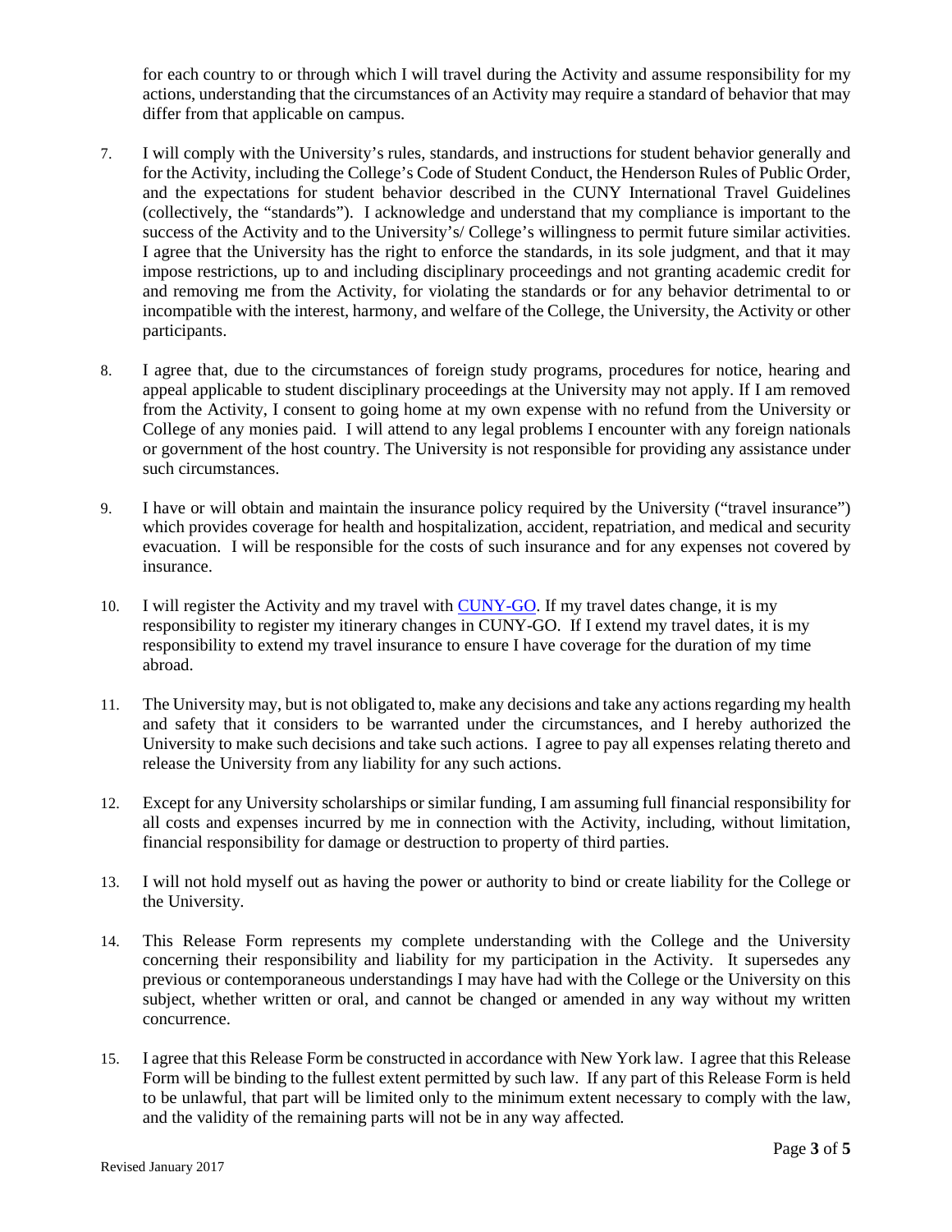for each country to or through which I will travel during the Activity and assume responsibility for my actions, understanding that the circumstances of an Activity may require a standard of behavior that may differ from that applicable on campus.

7. I will comply with the University's rules, standards, and instructions for student behavior generally and for the Activity, including the College's Code of Student Conduct, the Henderson Rules of Public Order, and the expectations for student behavior described in the CUNY International Travel Guidelines (collectively, the "standards"). I acknowledge and understand that my compliance is important to the success of the Activity and to the University's/ College's willingness to permit future similar activities. I agree that the University has the right to enforce the standards, in its sole judgment, and that it may impose restrictions, up to and including disciplinary proceedings and not granting academic credit for and removing me from the Activity, for violating the standards or for any behavior detrimental to or incompatible with the interest, harmony, and welfare of the College, the University, the Activity or other participants.

8. I agree that, due to the circumstances of foreign study programs, procedures for notice, hearing and appeal applicable to student disciplinary proceedings at the University may not apply. If I am removed from the Activity, I consent to going home at my own expense with no refund from the University or College of any monies paid. I will attend to any legal problems I encounter with any foreign nationals or government of the host country. The University is not responsible for providing any assistance under such circumstances.

9. I have or will obtain and maintain the insurance policy required by the University ("travel insurance") which provides coverage for health and hospitalization, accident, repatriation, and medical and security evacuation. I will be responsible for the costs of such insurance and for any expenses not covered by insurance.

10. I will register the Activity and my travel with CUNY-GO. If my travel dates change, it is my responsibility to register my itinerary changes in CUNY-GO. If I extend my travel dates, it is my responsibility to extend my travel insurance to ensure I have coverage for the duration of my time abroad.

11. The University may, but is not obligated to, make any decisions and take any actions regarding my health and safety that it considers to be warranted under the circumstances, and I hereby authorized the University to make such decisions and take such actions. I agree to pay all expenses relating thereto and release the University from any liability for any such actions.

12. Except for any University scholarships or similar funding, I am assuming full financial responsibility for all costs and expenses incurred by me in connection with the Activity, including, without limitation, financial responsibility for damage or destruction to property of third parties.

13. I will not hold myself out as having the power or authority to bind or create liability for the College or the University.

14. This Release Form represents my complete understanding with the College and the University concerning their responsibility and liability for my participation in the Activity. It supersedes any previous or contemporaneous understandings I may have had with the College or the University on this subject, whether written or oral, and cannot be changed or amended in any way without my written concurrence.

15. I agree that this Release Form be constructed in accordance with New York law. I agree that this Release Form will be binding to the fullest extent permitted by such law. If any part of this Release Form is held to be unlawful, that part will be limited only to the minimum extent necessary to comply with the law, and the validity of the remaining parts will not be in any way affected.

Revised January 2017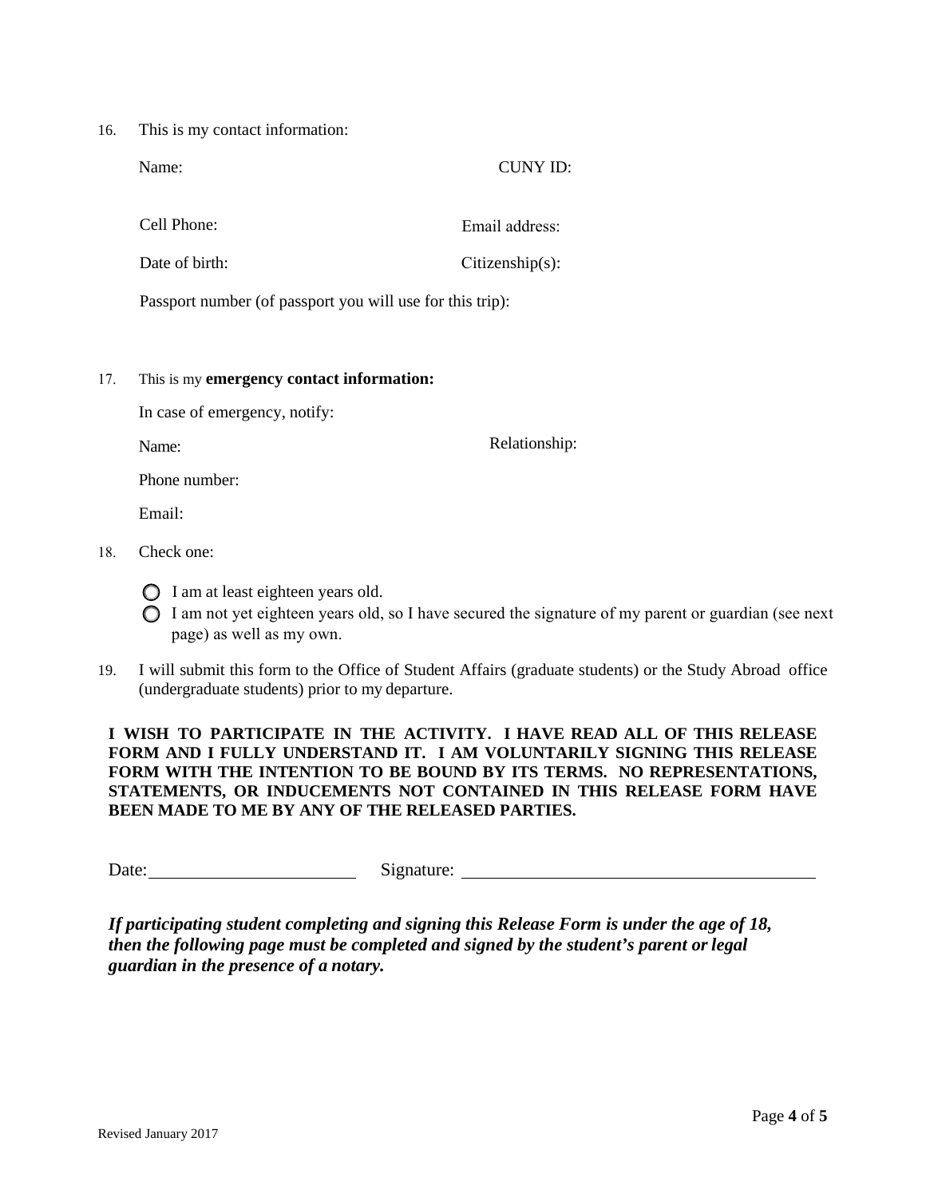16. This is my contact information:

    Name: CUNY ID:

    Cell Phone: Email address:

    Date of birth: Citizenship(s):

    Passport number (of passport you will use for this trip):

17. This is my **emergency contact information:**

    In case of emergency, notify:

    Name: Relationship:

    Phone number:

    Email:

18. Check one:

    - ○ I am at least eighteen years old.
    - ○ I am not yet eighteen years old, so I have secured the signature of my parent or guardian (see next page) as well as my own.

19. I will submit this form to the Office of Student Affairs (graduate students) or the Study Abroad office (undergraduate students) prior to my departure.

**I WISH TO PARTICIPATE IN THE ACTIVITY. I HAVE READ ALL OF THIS RELEASE FORM AND I FULLY UNDERSTAND IT. I AM VOLUNTARILY SIGNING THIS RELEASE FORM WITH THE INTENTION TO BE BOUND BY ITS TERMS. NO REPRESENTATIONS, STATEMENTS, OR INDUCEMENTS NOT CONTAINED IN THIS RELEASE FORM HAVE BEEN MADE TO ME BY ANY OF THE RELEASED PARTIES.**

Date:______________________ Signature: ______________________________________

***If participating student completing and signing this Release Form is under the age of 18, then the following page must be completed and signed by the student's parent or legal guardian in the presence of a notary.***

Revised January 2017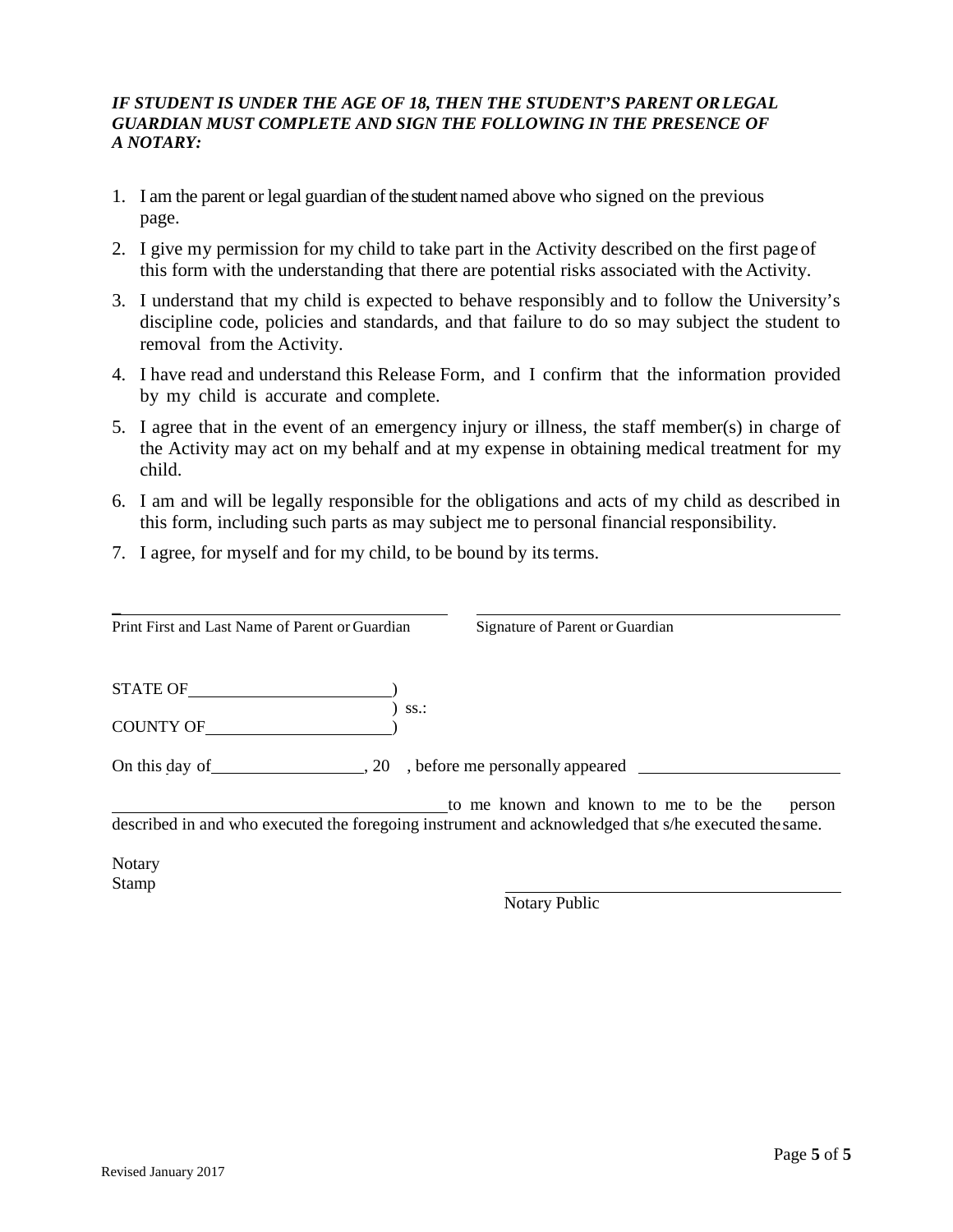***IF STUDENT IS UNDER THE AGE OF 18, THEN THE STUDENT'S PARENT OR LEGAL GUARDIAN MUST COMPLETE AND SIGN THE FOLLOWING IN THE PRESENCE OF A NOTARY:***

1. I am the parent or legal guardian of the student named above who signed on the previous page.
2. I give my permission for my child to take part in the Activity described on the first page of this form with the understanding that there are potential risks associated with the Activity.
3. I understand that my child is expected to behave responsibly and to follow the University's discipline code, policies and standards, and that failure to do so may subject the student to removal from the Activity.
4. I have read and understand this Release Form, and I confirm that the information provided by my child is accurate and complete.
5. I agree that in the event of an emergency injury or illness, the staff member(s) in charge of the Activity may act on my behalf and at my expense in obtaining medical treatment for my child.
6. I am and will be legally responsible for the obligations and acts of my child as described in this form, including such parts as may subject me to personal financial responsibility.
7. I agree, for myself and for my child, to be bound by its terms.

_______________________________________ _______________________________________

Print First and Last Name of Parent or Guardian    Signature of Parent or Guardian

STATE OF ______________________)
) ss.:
COUNTY OF ____________________)

On this day of _________________, 20   , before me personally appeared ______________________

_____________________________________ to me known and known to me to be the person described in and who executed the foregoing instrument and acknowledged that s/he executed the same.

Notary
Stamp

_______________________________________

Notary Public

Revised January 2017